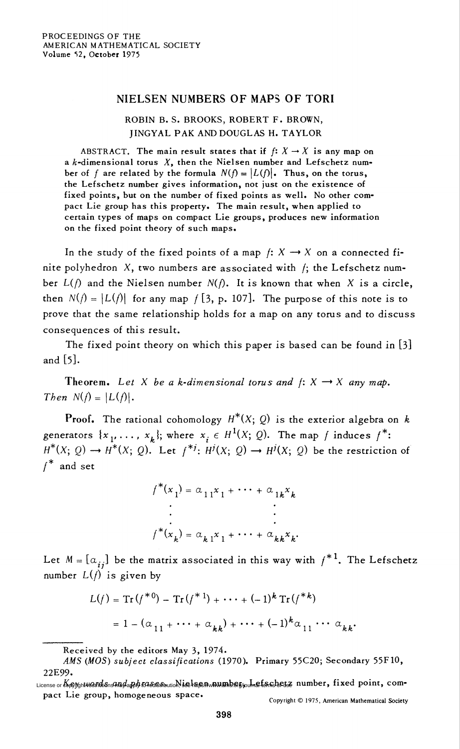# NIELSEN NUMBERS OF MAPS OF TORI

ROBIN B. S. BROOKS, ROBERT F. BROWN, JINGYAL PAK AND DOUGLAS H. TAYLOR

ABSTRACT. The main result states that if $f: X \to X$ is any map on a $k$-dimensional torus $X$, then the Nielsen number and Lefschetz number of $f$ are related by the formula $N(f) = |L(f)|$. Thus, on the torus, the Lefschetz number gives information, not just on the existence of fixed points, but on the number of fixed points as well. No other compact Lie group has this property. The main result, when applied to certain types of maps on compact Lie groups, produces new information on the fixed point theory of such maps.

In the study of the fixed points of a map $f: X \to X$ on a connected finite polyhedron $X$, two numbers are associated with $f$; the Lefschetz number $L(f)$ and the Nielsen number $N(f)$. It is known that when $X$ is a circle, then $N(f) = |L(f)|$ for any map $f$ [3, p. 107]. The purpose of this note is to prove that the same relationship holds for a map on any torus and to discuss consequences of this result.

The fixed point theory on which this paper is based can be found in [3] and [5].

**Theorem.** *Let $X$ be a $k$-dimensional torus and $f: X \to X$ any map. Then $N(f) = |L(f)|$.*

**Proof.** The rational cohomology $H^*(X; Q)$ is the exterior algebra on $k$ generators $\{x_1, \dots, x_k\}$; where $x_i \in H^1(X; Q)$. The map $f$ induces $f^*: H^*(X; Q) \to H^*(X; Q)$. Let $f^{*j}: H^j(X; Q) \to H^j(X; Q)$ be the restriction of $f^*$ and set

$$f^*(x_1) = \alpha_{11}x_1 + \cdots + \alpha_{1k}x_k$$
$$\vdots$$
$$f^*(x_k) = \alpha_{k1}x_1 + \cdots + \alpha_{kk}x_k.$$

Let $M = [\alpha_{ij}]$ be the matrix associated in this way with $f^{*1}$. The Lefschetz number $L(f)$ is given by

$$L(f) = \mathrm{Tr}(f^{*0}) - \mathrm{Tr}(f^{*1}) + \cdots + (-1)^k \mathrm{Tr}(f^{*k})$$
$$= 1 - (\alpha_{11} + \cdots + \alpha_{kk}) + \cdots + (-1)^k \alpha_{11} \cdots \alpha_{kk}.$$

Received by the editors May 3, 1974.

*AMS (MOS) subject classifications* (1970). Primary 55C20; Secondary 55F10, 22E99.

*Key words and phrases.* Nielsen number, Lefschetz number, fixed point, compact Lie group, homogeneous space.

Copyright © 1975, American Mathematical Society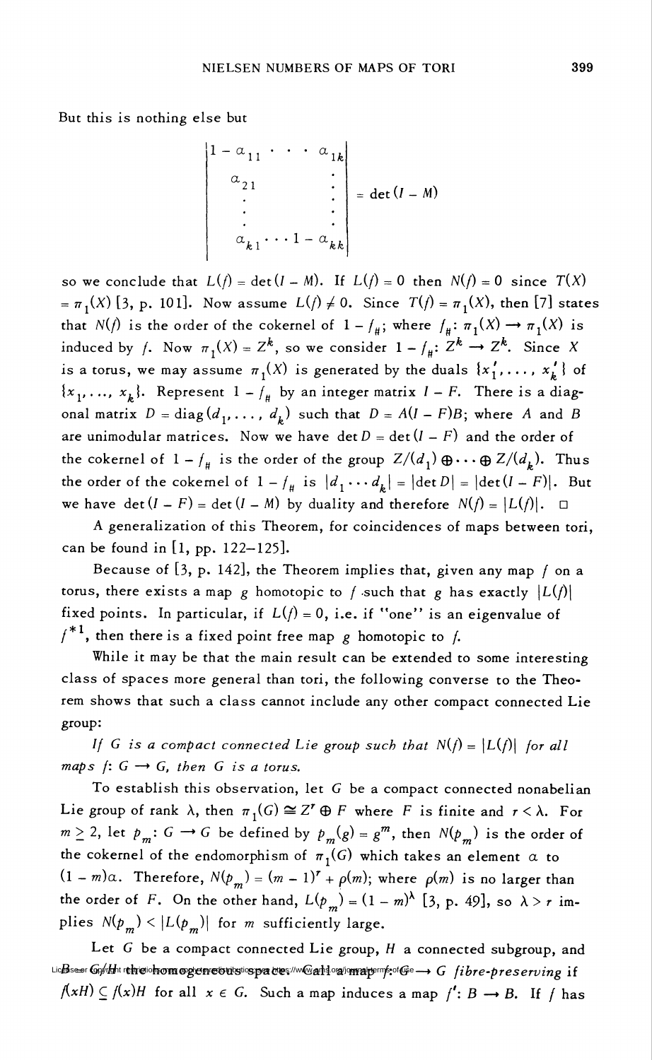But this is nothing else but

$$\begin{vmatrix} 1-\alpha_{11} & \cdots & \alpha_{1k} \\ \alpha_{21} & & \vdots \\ \vdots & & \vdots \\ \alpha_{k1} & \cdots & 1-\alpha_{kk} \end{vmatrix} = \det(I - M)$$

so we conclude that $L(f) = \det(I - M)$. If $L(f) = 0$ then $N(f) = 0$ since $T(X) = \pi_1(X)$ [3, p. 101]. Now assume $L(f) \neq 0$. Since $T(f) = \pi_1(X)$, then [7] states that $N(f)$ is the order of the cokernel of $1 - f_\#$; where $f_\#: \pi_1(X) \to \pi_1(X)$ is induced by $f$. Now $\pi_1(X) = Z^k$, so we consider $1 - f_\#: Z^k \to Z^k$. Since $X$ is a torus, we may assume $\pi_1(X)$ is generated by the duals $\{x_1', \ldots, x_k'\}$ of $\{x_1, \ldots, x_k\}$. Represent $1 - f_\#$ by an integer matrix $I - F$. There is a diagonal matrix $D = \operatorname{diag}(d_1, \ldots, d_k)$ such that $D = A(I - F)B$; where $A$ and $B$ are unimodular matrices. Now we have $\det D = \det(I - F)$ and the order of the cokernel of $1 - f_\#$ is the order of the group $Z/(d_1) \oplus \cdots \oplus Z/(d_k)$. Thus the order of the cokernel of $1 - f_\#$ is $|d_1 \cdots d_k| = |\det D| = |\det(I - F)|$. But we have $\det(I - F) = \det(I - M)$ by duality and therefore $N(f) = |L(f)|$. □

A generalization of this Theorem, for coincidences of maps between tori, can be found in [1, pp. 122–125].

Because of [3, p. 142], the Theorem implies that, given any map $f$ on a torus, there exists a map $g$ homotopic to $f$ such that $g$ has exactly $|L(f)|$ fixed points. In particular, if $L(f) = 0$, i.e. if "one" is an eigenvalue of $f^{*1}$, then there is a fixed point free map $g$ homotopic to $f$.

While it may be that the main result can be extended to some interesting class of spaces more general than tori, the following converse to the Theorem shows that such a class cannot include any other compact connected Lie group:

*If $G$ is a compact connected Lie group such that $N(f) = |L(f)|$ for all maps $f: G \to G$, then $G$ is a torus.*

To establish this observation, let $G$ be a compact connected nonabelian Lie group of rank $\lambda$, then $\pi_1(G) \cong Z^r \oplus F$ where $F$ is finite and $r < \lambda$. For $m \geq 2$, let $p_m: G \to G$ be defined by $p_m(g) = g^m$, then $N(p_m)$ is the order of the cokernel of the endomorphism of $\pi_1(G)$ which takes an element $\alpha$ to $(1 - m)\alpha$. Therefore, $N(p_m) = (m - 1)^r + \rho(m)$; where $\rho(m)$ is no larger than the order of $F$. On the other hand, $L(p_m) = (1 - m)^\lambda$ [3, p. 49], so $\lambda > r$ implies $N(p_m) < |L(p_m)|$ for $m$ sufficiently large.

Let $G$ be a compact connected Lie group, $H$ a connected subgroup, and $B = G/H$ the homogeneous space. Call a map $f: G \to G$ *fibre-preserving* if $f(xH) \subseteq f(x)H$ for all $x \in G$. Such a map induces a map $f': B \to B$. If $f$ has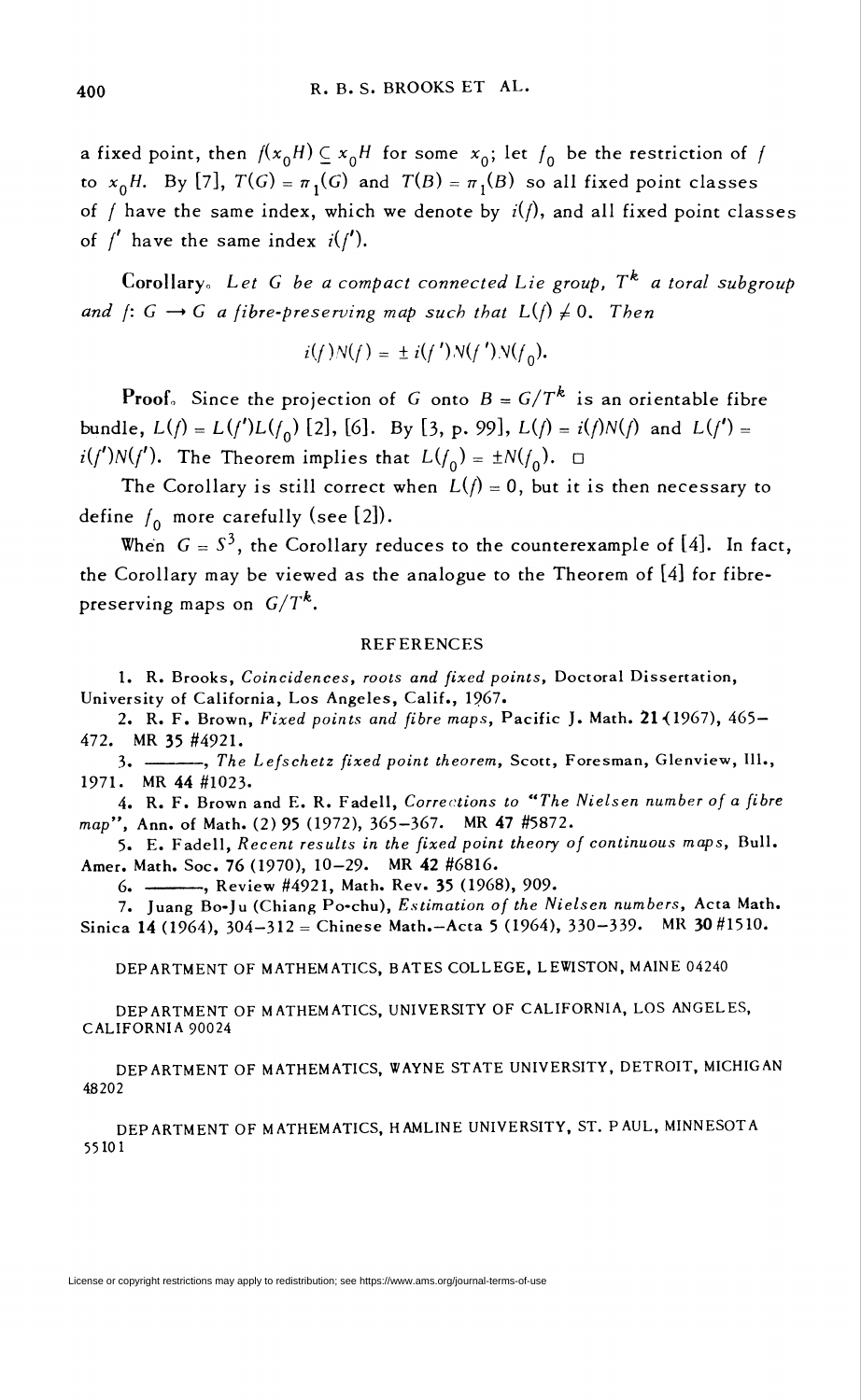a fixed point, then $f(x_0H) \subseteq x_0H$ for some $x_0$; let $f_0$ be the restriction of $f$ to $x_0H$. By [7], $T(G) = \pi_1(G)$ and $T(B) = \pi_1(B)$ so all fixed point classes of $f$ have the same index, which we denote by $i(f)$, and all fixed point classes of $f'$ have the same index $i(f')$.

**Corollary.** *Let $G$ be a compact connected Lie group, $T^k$ a toral subgroup and $f\colon G \to G$ a fibre-preserving map such that $L(f) \neq 0$. Then*

$$i(f)N(f) = \pm\, i(f')N(f')N(f_0).$$

**Proof.** Since the projection of $G$ onto $B = G/T^k$ is an orientable fibre bundle, $L(f) = L(f')L(f_0)$ [2], [6]. By [3, p. 99], $L(f) = i(f)N(f)$ and $L(f') = i(f')N(f')$. The Theorem implies that $L(f_0) = \pm N(f_0)$. □

The Corollary is still correct when $L(f) = 0$, but it is then necessary to define $f_0$ more carefully (see [2]).

When $G = S^3$, the Corollary reduces to the counterexample of [4]. In fact, the Corollary may be viewed as the analogue to the Theorem of [4] for fibre-preserving maps on $G/T^k$.

## REFERENCES

1. R. Brooks, *Coincidences, roots and fixed points*, Doctoral Dissertation, University of California, Los Angeles, Calif., 1967.

2. R. F. Brown, *Fixed points and fibre maps*, Pacific J. Math. **21** (1967), 465–472. MR **35** #4921.

3. ———, *The Lefschetz fixed point theorem*, Scott, Foresman, Glenview, Ill., 1971. MR **44** #1023.

4. R. F. Brown and E. R. Fadell, *Corrections to "The Nielsen number of a fibre map"*, Ann. of Math. (2) **95** (1972), 365–367. MR **47** #5872.

5. E. Fadell, *Recent results in the fixed point theory of continuous maps*, Bull. Amer. Math. Soc. **76** (1970), 10–29. MR **42** #6816.

6. ———, Review #4921, Math. Rev. **35** (1968), 909.

7. Juang Bo-Ju (Chiang Po-chu), *Estimation of the Nielsen numbers*, Acta Math. Sinica **14** (1964), 304–312 = Chinese Math.–Acta 5 (1964), 330–339. MR **30** #1510.

DEPARTMENT OF MATHEMATICS, BATES COLLEGE, LEWISTON, MAINE 04240

DEPARTMENT OF MATHEMATICS, UNIVERSITY OF CALIFORNIA, LOS ANGELES, CALIFORNIA 90024

DEPARTMENT OF MATHEMATICS, WAYNE STATE UNIVERSITY, DETROIT, MICHIGAN 48202

DEPARTMENT OF MATHEMATICS, HAMLINE UNIVERSITY, ST. PAUL, MINNESOTA 55101